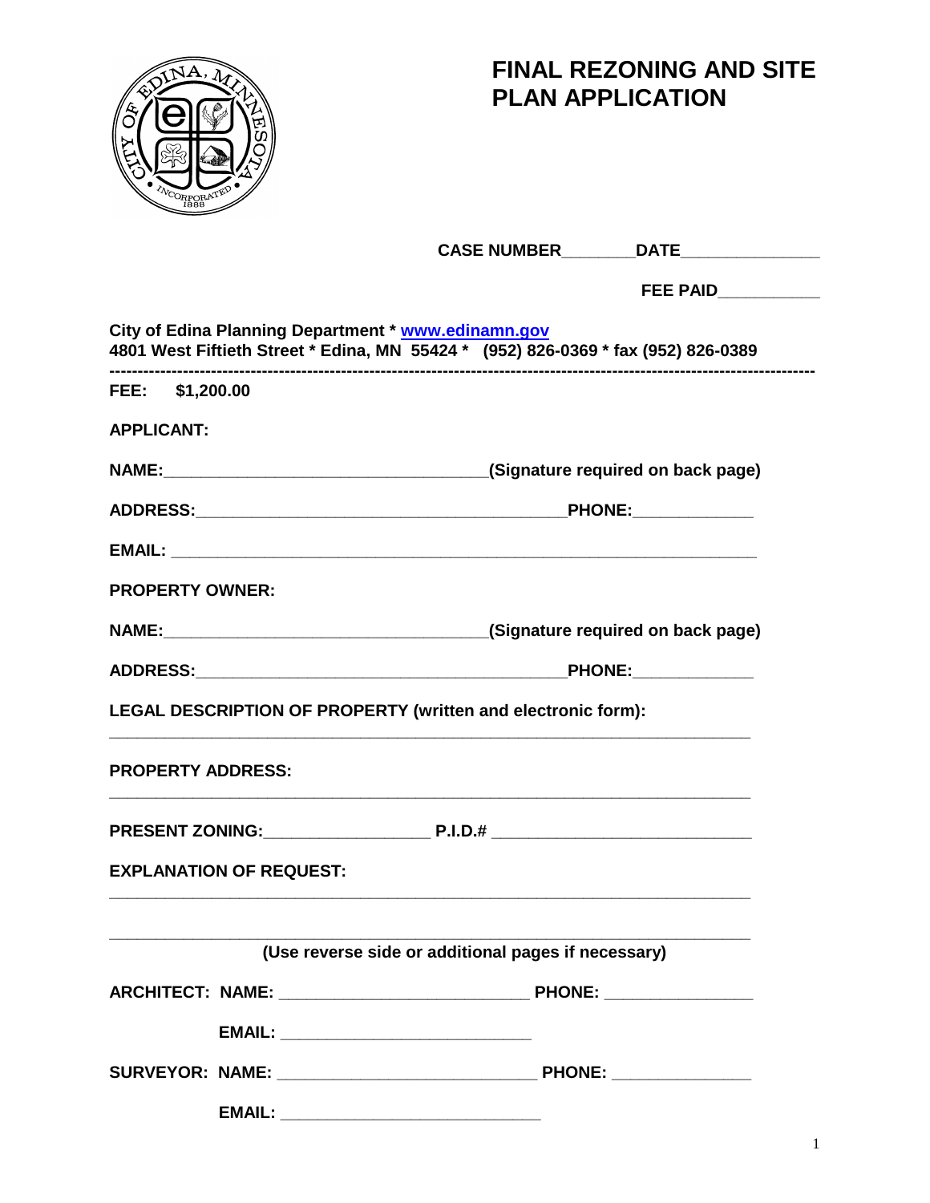# FINAL REZONING AND SITE PLAN APPLICATION

**CASE NUMBER**________**DATE**_______________

**FEE PAID**___________

**City of Edina Planning Department * [www.edinamn.gov](http://www.edinamn.gov)**
**4801 West Fiftieth Street * Edina, MN 55424 * (952) 826-0369 * fax (952) 826-0389**

---

**FEE: $1,200.00**

**APPLICANT:**

**NAME:**____________________________________**(Signature required on back page)**

**ADDRESS:**_________________________________________**PHONE:**_____________

**EMAIL:** _________________________________________________________________

**PROPERTY OWNER:**

**NAME:**____________________________________**(Signature required on back page)**

**ADDRESS:**_________________________________________**PHONE:**_____________

**LEGAL DESCRIPTION OF PROPERTY (written and electronic form):**

_______________________________________________________________________

**PROPERTY ADDRESS:**

_______________________________________________________________________

**PRESENT ZONING:**__________________ **P.I.D.#** ____________________________

**EXPLANATION OF REQUEST:**

_______________________________________________________________________

_______________________________________________________________________

**(Use reverse side or additional pages if necessary)**

**ARCHITECT: NAME:** ___________________________ **PHONE:** ________________

**EMAIL:** ___________________________

**SURVEYOR: NAME:** ____________________________ **PHONE:** _______________

**EMAIL:** ____________________________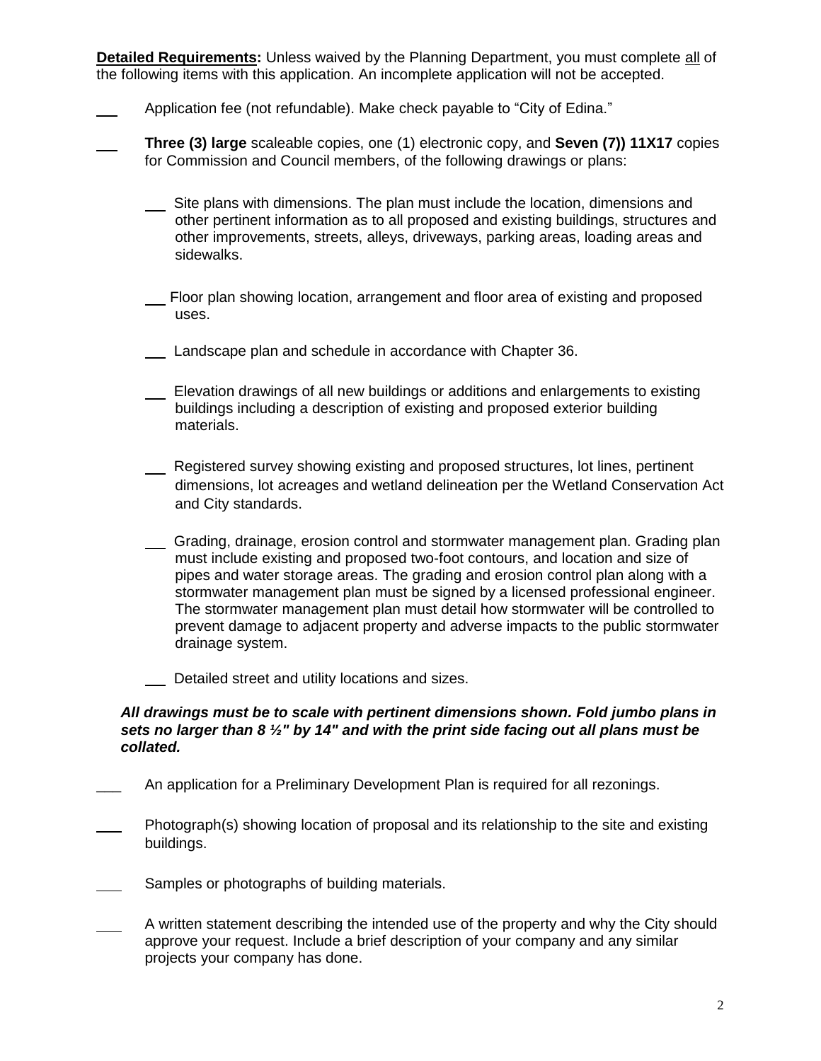**Detailed Requirements:** Unless waived by the Planning Department, you must complete all of the following items with this application. An incomplete application will not be accepted.

- ___ Application fee (not refundable). Make check payable to "City of Edina."
- ___ **Three (3) large** scaleable copies, one (1) electronic copy, and **Seven (7)) 11X17** copies for Commission and Council members, of the following drawings or plans:
  - ___ Site plans with dimensions. The plan must include the location, dimensions and other pertinent information as to all proposed and existing buildings, structures and other improvements, streets, alleys, driveways, parking areas, loading areas and sidewalks.
  - ___ Floor plan showing location, arrangement and floor area of existing and proposed uses.
  - ___ Landscape plan and schedule in accordance with Chapter 36.
  - ___ Elevation drawings of all new buildings or additions and enlargements to existing buildings including a description of existing and proposed exterior building materials.
  - ___ Registered survey showing existing and proposed structures, lot lines, pertinent dimensions, lot acreages and wetland delineation per the Wetland Conservation Act and City standards.
  - ___ Grading, drainage, erosion control and stormwater management plan. Grading plan must include existing and proposed two-foot contours, and location and size of pipes and water storage areas. The grading and erosion control plan along with a stormwater management plan must be signed by a licensed professional engineer. The stormwater management plan must detail how stormwater will be controlled to prevent damage to adjacent property and adverse impacts to the public stormwater drainage system.
  - ___ Detailed street and utility locations and sizes.

***All drawings must be to scale with pertinent dimensions shown. Fold jumbo plans in sets no larger than 8 ½" by 14" and with the print side facing out all plans must be collated.***

- ___ An application for a Preliminary Development Plan is required for all rezonings.
- ___ Photograph(s) showing location of proposal and its relationship to the site and existing buildings.
- ___ Samples or photographs of building materials.
- ___ A written statement describing the intended use of the property and why the City should approve your request. Include a brief description of your company and any similar projects your company has done.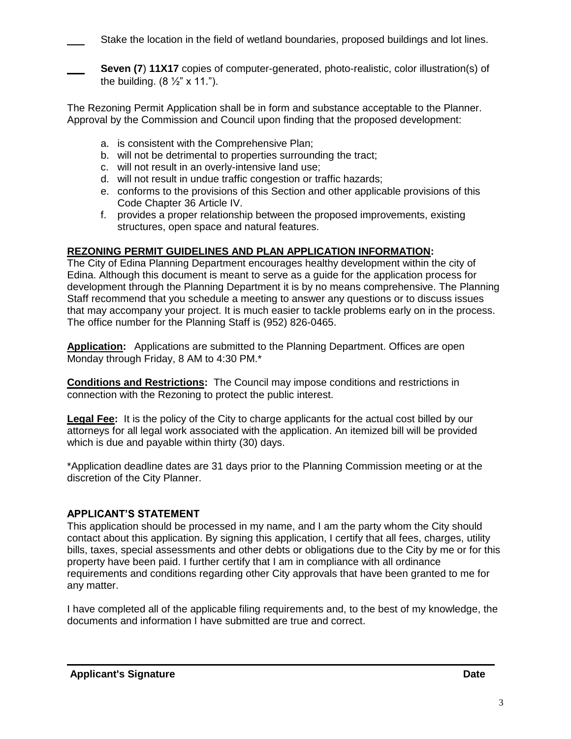___ Stake the location in the field of wetland boundaries, proposed buildings and lot lines.

___ **Seven (7**) **11X17** copies of computer-generated, photo-realistic, color illustration(s) of the building. (8 ½" x 11.").

The Rezoning Permit Application shall be in form and substance acceptable to the Planner. Approval by the Commission and Council upon finding that the proposed development:

a. is consistent with the Comprehensive Plan;
b. will not be detrimental to properties surrounding the tract;
c. will not result in an overly-intensive land use;
d. will not result in undue traffic congestion or traffic hazards;
e. conforms to the provisions of this Section and other applicable provisions of this Code Chapter 36 Article IV.
f. provides a proper relationship between the proposed improvements, existing structures, open space and natural features.

**REZONING PERMIT GUIDELINES AND PLAN APPLICATION INFORMATION:**
The City of Edina Planning Department encourages healthy development within the city of Edina. Although this document is meant to serve as a guide for the application process for development through the Planning Department it is by no means comprehensive. The Planning Staff recommend that you schedule a meeting to answer any questions or to discuss issues that may accompany your project. It is much easier to tackle problems early on in the process. The office number for the Planning Staff is (952) 826-0465.

**Application:** Applications are submitted to the Planning Department. Offices are open Monday through Friday, 8 AM to 4:30 PM.*

**Conditions and Restrictions:** The Council may impose conditions and restrictions in connection with the Rezoning to protect the public interest.

**Legal Fee:** It is the policy of the City to charge applicants for the actual cost billed by our attorneys for all legal work associated with the application. An itemized bill will be provided which is due and payable within thirty (30) days.

*Application deadline dates are 31 days prior to the Planning Commission meeting or at the discretion of the City Planner.

**APPLICANT'S STATEMENT**
This application should be processed in my name, and I am the party whom the City should contact about this application. By signing this application, I certify that all fees, charges, utility bills, taxes, special assessments and other debts or obligations due to the City by me or for this property have been paid. I further certify that I am in compliance with all ordinance requirements and conditions regarding other City approvals that have been granted to me for any matter.

I have completed all of the applicable filing requirements and, to the best of my knowledge, the documents and information I have submitted are true and correct.

______________________________________________________________________

**Applicant's Signature** **Date**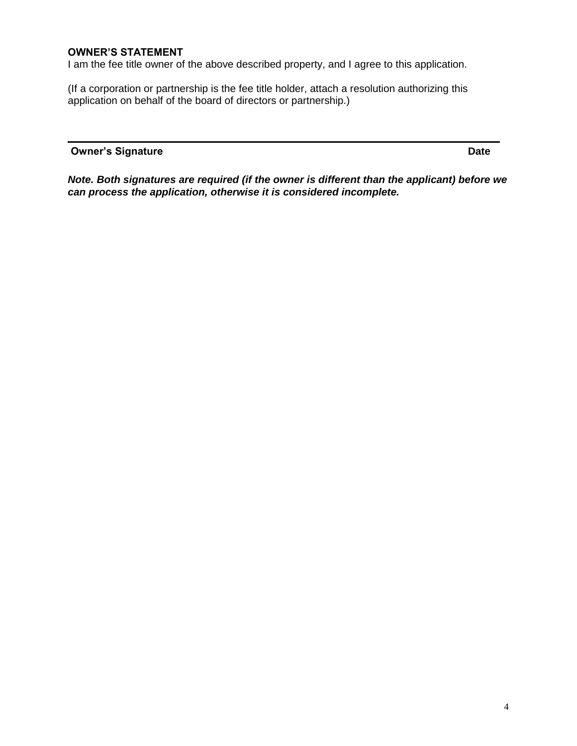**OWNER'S STATEMENT**

I am the fee title owner of the above described property, and I agree to this application.

(If a corporation or partnership is the fee title holder, attach a resolution authorizing this application on behalf of the board of directors or partnership.)

---

**Owner's Signature** **Date**

***Note. Both signatures are required (if the owner is different than the applicant) before we can process the application, otherwise it is considered incomplete.***